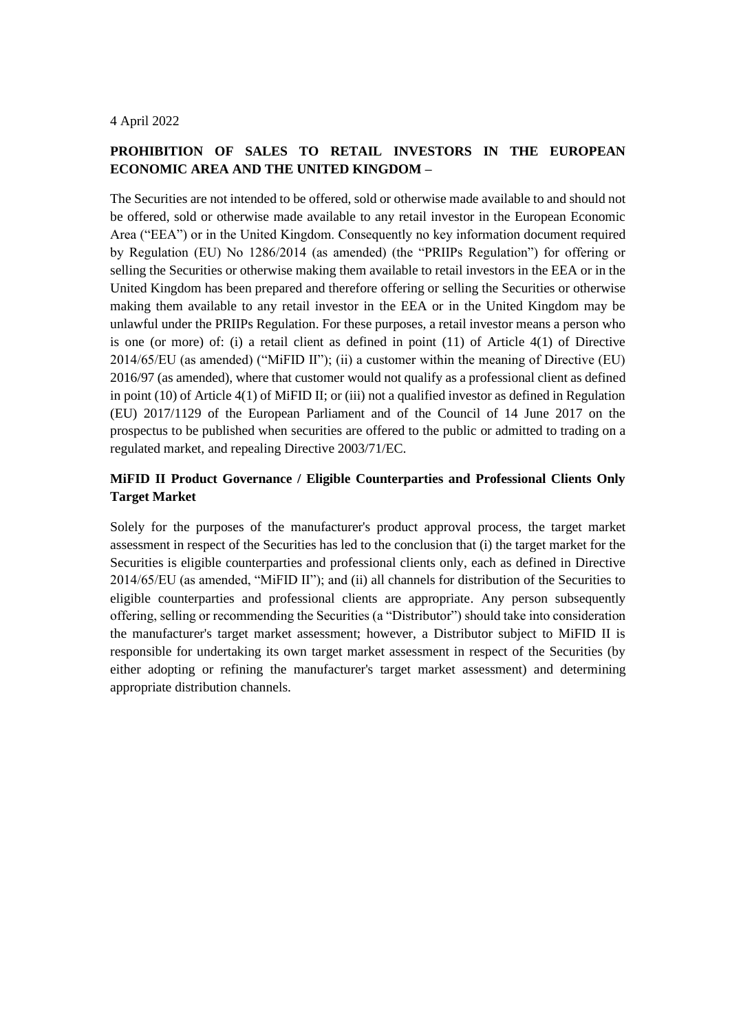4 April 2022

**PROHIBITION OF SALES TO RETAIL INVESTORS IN THE EUROPEAN ECONOMIC AREA AND THE UNITED KINGDOM –**

The Securities are not intended to be offered, sold or otherwise made available to and should not be offered, sold or otherwise made available to any retail investor in the European Economic Area ("EEA") or in the United Kingdom. Consequently no key information document required by Regulation (EU) No 1286/2014 (as amended) (the "PRIIPs Regulation") for offering or selling the Securities or otherwise making them available to retail investors in the EEA or in the United Kingdom has been prepared and therefore offering or selling the Securities or otherwise making them available to any retail investor in the EEA or in the United Kingdom may be unlawful under the PRIIPs Regulation. For these purposes, a retail investor means a person who is one (or more) of: (i) a retail client as defined in point (11) of Article 4(1) of Directive 2014/65/EU (as amended) ("MiFID II"); (ii) a customer within the meaning of Directive (EU) 2016/97 (as amended), where that customer would not qualify as a professional client as defined in point (10) of Article 4(1) of MiFID II; or (iii) not a qualified investor as defined in Regulation (EU) 2017/1129 of the European Parliament and of the Council of 14 June 2017 on the prospectus to be published when securities are offered to the public or admitted to trading on a regulated market, and repealing Directive 2003/71/EC.

**MiFID II Product Governance / Eligible Counterparties and Professional Clients Only Target Market**

Solely for the purposes of the manufacturer's product approval process, the target market assessment in respect of the Securities has led to the conclusion that (i) the target market for the Securities is eligible counterparties and professional clients only, each as defined in Directive 2014/65/EU (as amended, "MiFID II"); and (ii) all channels for distribution of the Securities to eligible counterparties and professional clients are appropriate. Any person subsequently offering, selling or recommending the Securities (a "Distributor") should take into consideration the manufacturer's target market assessment; however, a Distributor subject to MiFID II is responsible for undertaking its own target market assessment in respect of the Securities (by either adopting or refining the manufacturer's target market assessment) and determining appropriate distribution channels.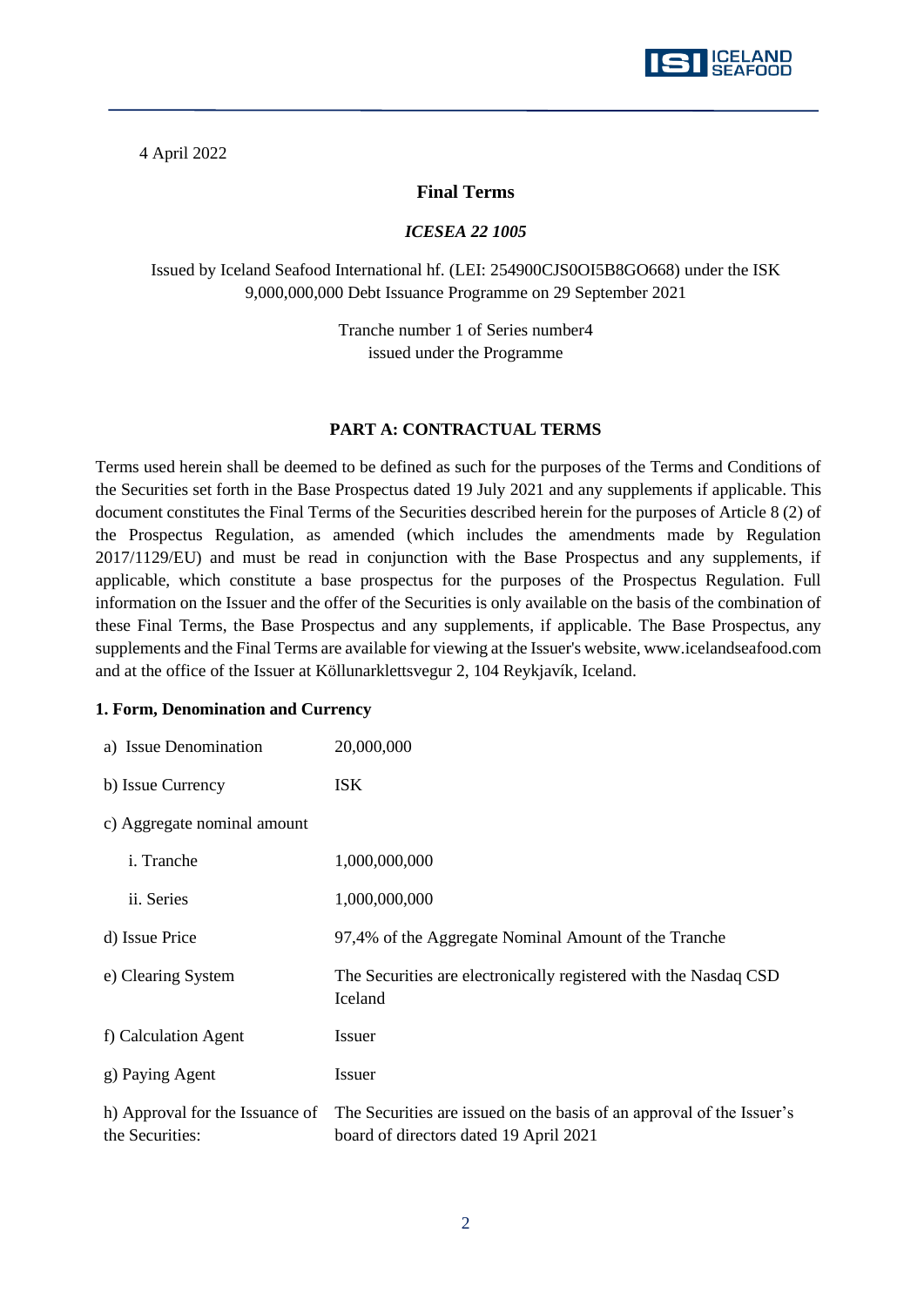4 April 2022

## Final Terms

*ICESEA 22 1005*

Issued by Iceland Seafood International hf. (LEI: 254900CJS0OI5B8GO668) under the ISK 9,000,000,000 Debt Issuance Programme on 29 September 2021

Tranche number 1 of Series number4
issued under the Programme

### PART A: CONTRACTUAL TERMS

Terms used herein shall be deemed to be defined as such for the purposes of the Terms and Conditions of the Securities set forth in the Base Prospectus dated 19 July 2021 and any supplements if applicable. This document constitutes the Final Terms of the Securities described herein for the purposes of Article 8 (2) of the Prospectus Regulation, as amended (which includes the amendments made by Regulation 2017/1129/EU) and must be read in conjunction with the Base Prospectus and any supplements, if applicable, which constitute a base prospectus for the purposes of the Prospectus Regulation. Full information on the Issuer and the offer of the Securities is only available on the basis of the combination of these Final Terms, the Base Prospectus and any supplements, if applicable. The Base Prospectus, any supplements and the Final Terms are available for viewing at the Issuer's website, www.icelandseafood.com and at the office of the Issuer at Köllunarklettsvegur 2, 104 Reykjavík, Iceland.

**1. Form, Denomination and Currency**

| | |
|---|---|
| a) Issue Denomination | 20,000,000 |
| b) Issue Currency | ISK |
| c) Aggregate nominal amount | |
| i. Tranche | 1,000,000,000 |
| ii. Series | 1,000,000,000 |
| d) Issue Price | 97,4% of the Aggregate Nominal Amount of the Tranche |
| e) Clearing System | The Securities are electronically registered with the Nasdaq CSD Iceland |
| f) Calculation Agent | Issuer |
| g) Paying Agent | Issuer |
| h) Approval for the Issuance of the Securities: | The Securities are issued on the basis of an approval of the Issuer's board of directors dated 19 April 2021 |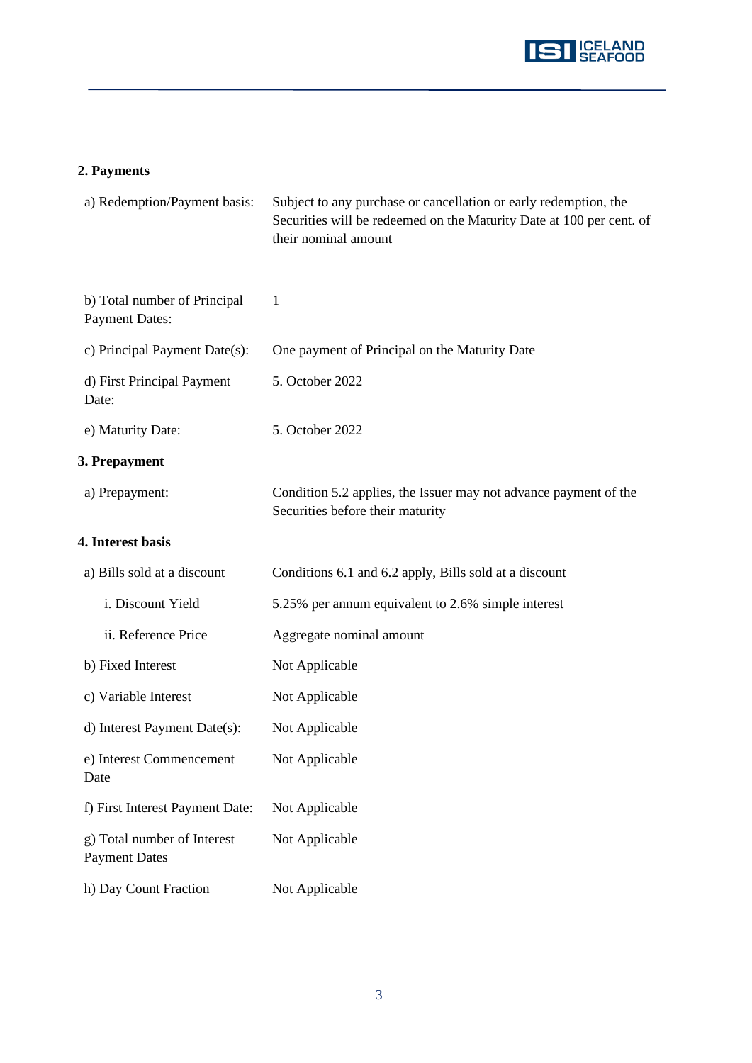## 2. Payments

| | |
|---|---|
| a) Redemption/Payment basis: | Subject to any purchase or cancellation or early redemption, the Securities will be redeemed on the Maturity Date at 100 per cent. of their nominal amount |
| b) Total number of Principal Payment Dates: | 1 |
| c) Principal Payment Date(s): | One payment of Principal on the Maturity Date |
| d) First Principal Payment Date: | 5. October 2022 |
| e) Maturity Date: | 5. October 2022 |

## 3. Prepayment

| | |
|---|---|
| a) Prepayment: | Condition 5.2 applies, the Issuer may not advance payment of the Securities before their maturity |

## 4. Interest basis

| | |
|---|---|
| a) Bills sold at a discount | Conditions 6.1 and 6.2 apply, Bills sold at a discount |
| i. Discount Yield | 5.25% per annum equivalent to 2.6% simple interest |
| ii. Reference Price | Aggregate nominal amount |
| b) Fixed Interest | Not Applicable |
| c) Variable Interest | Not Applicable |
| d) Interest Payment Date(s): | Not Applicable |
| e) Interest Commencement Date | Not Applicable |
| f) First Interest Payment Date: | Not Applicable |
| g) Total number of Interest Payment Dates | Not Applicable |
| h) Day Count Fraction | Not Applicable |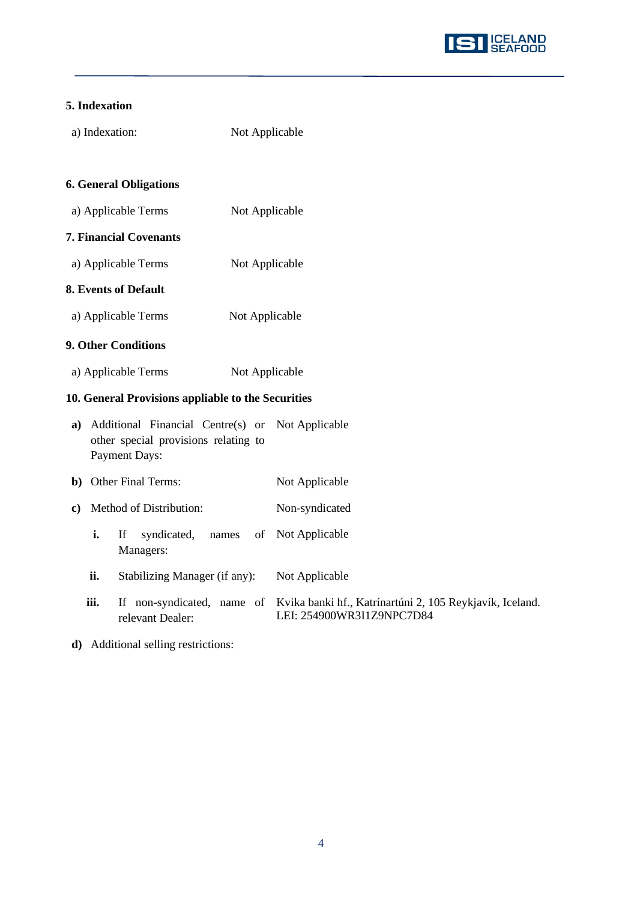**5. Indexation**

| | |
|---|---|
| a) Indexation: | Not Applicable |

**6. General Obligations**

| | |
|---|---|
| a) Applicable Terms | Not Applicable |

**7. Financial Covenants**

| | |
|---|---|
| a) Applicable Terms | Not Applicable |

**8. Events of Default**

| | |
|---|---|
| a) Applicable Terms | Not Applicable |

**9. Other Conditions**

| | |
|---|---|
| a) Applicable Terms | Not Applicable |

**10. General Provisions appliable to the Securities**

| | |
|---|---|
| **a)** Additional Financial Centre(s) or other special provisions relating to Payment Days: | Not Applicable |
| **b)** Other Final Terms: | Not Applicable |
| **c)** Method of Distribution: | Non-syndicated |
| **i.** If syndicated, names of Managers: | Not Applicable |
| **ii.** Stabilizing Manager (if any): | Not Applicable |
| **iii.** If non-syndicated, name of relevant Dealer: | Kvika banki hf., Katrínartúni 2, 105 Reykjavík, Iceland. LEI: 254900WR3I1Z9NPC7D84 |

**d)** Additional selling restrictions: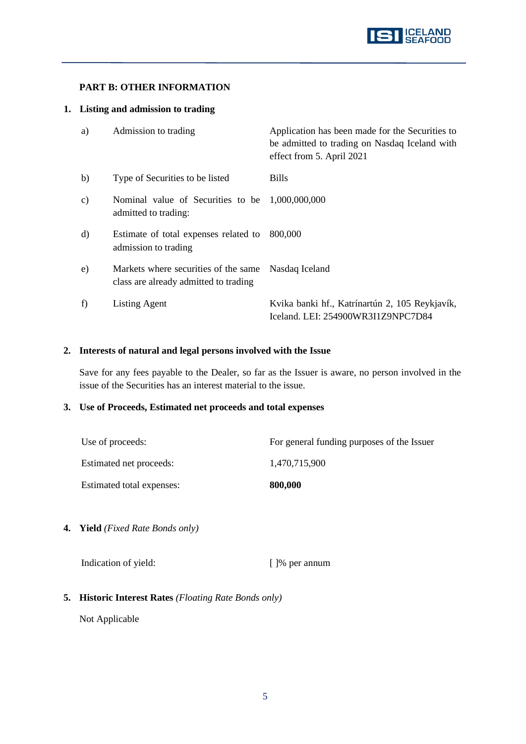## PART B: OTHER INFORMATION

### 1. Listing and admission to trading

| | | |
|---|---|---|
| a) | Admission to trading | Application has been made for the Securities to be admitted to trading on Nasdaq Iceland with effect from 5. April 2021 |
| b) | Type of Securities to be listed | Bills |
| c) | Nominal value of Securities to be admitted to trading: | 1,000,000,000 |
| d) | Estimate of total expenses related to admission to trading | 800,000 |
| e) | Markets where securities of the same class are already admitted to trading | Nasdaq Iceland |
| f) | Listing Agent | Kvika banki hf., Katrínartún 2, 105 Reykjavík, Iceland. LEI: 254900WR3I1Z9NPC7D84 |

### 2. Interests of natural and legal persons involved with the Issue

Save for any fees payable to the Dealer, so far as the Issuer is aware, no person involved in the issue of the Securities has an interest material to the issue.

### 3. Use of Proceeds, Estimated net proceeds and total expenses

| | |
|---|---|
| Use of proceeds: | For general funding purposes of the Issuer |
| Estimated net proceeds: | 1,470,715,900 |
| Estimated total expenses: | **800,000** |

### 4. Yield *(Fixed Rate Bonds only)*

| | |
|---|---|
| Indication of yield: | [ ]% per annum |

### 5. Historic Interest Rates *(Floating Rate Bonds only)*

Not Applicable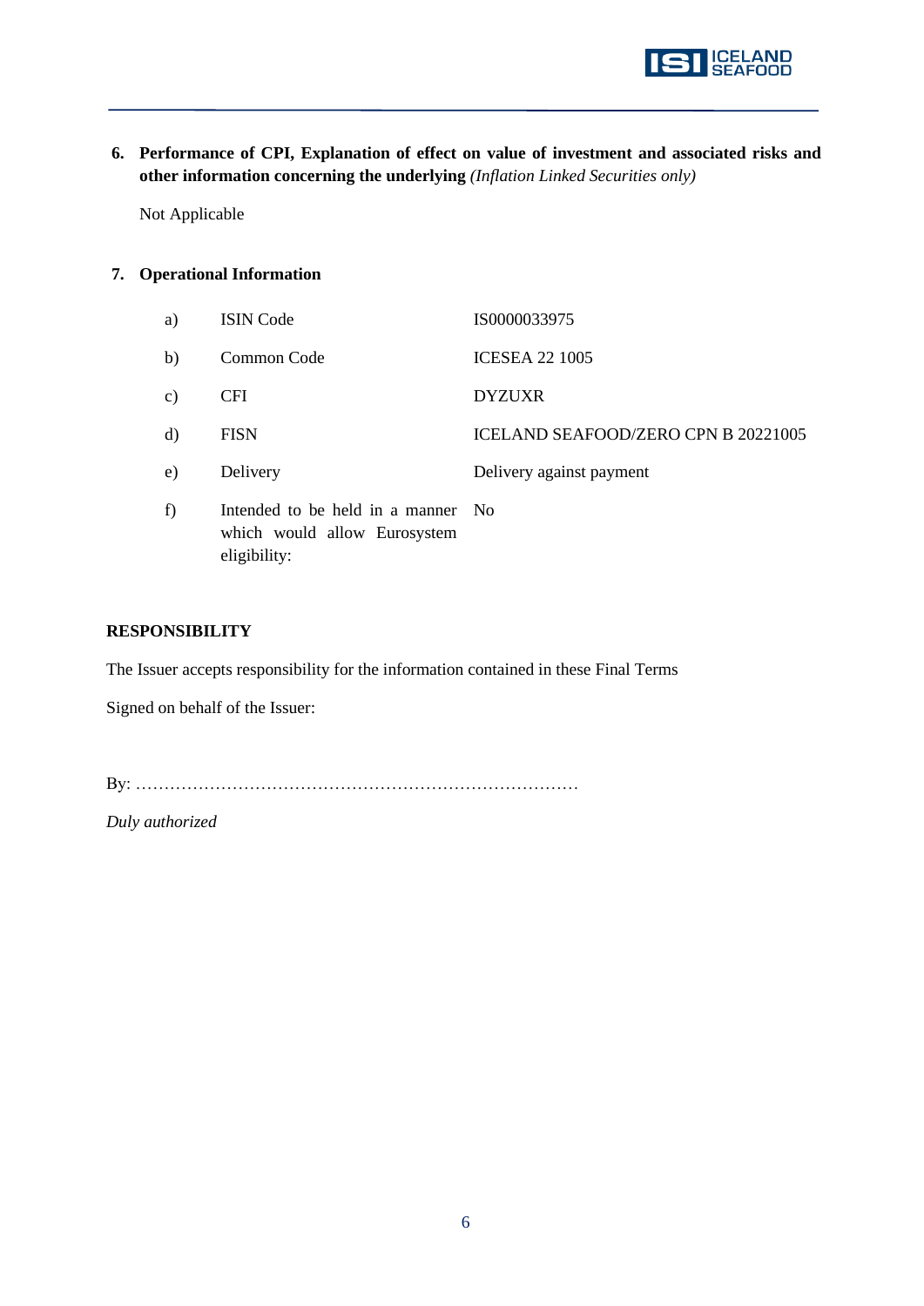**6. Performance of CPI, Explanation of effect on value of investment and associated risks and other information concerning the underlying** *(Inflation Linked Securities only)*

Not Applicable

**7. Operational Information**

| | | |
|---|---|---|
| a) | ISIN Code | IS0000033975 |
| b) | Common Code | ICESEA 22 1005 |
| c) | CFI | DYZUXR |
| d) | FISN | ICELAND SEAFOOD/ZERO CPN B 20221005 |
| e) | Delivery | Delivery against payment |
| f) | Intended to be held in a manner which would allow Eurosystem eligibility: | No |

**RESPONSIBILITY**

The Issuer accepts responsibility for the information contained in these Final Terms

Signed on behalf of the Issuer:

By: ……………………………………………………………………

*Duly authorized*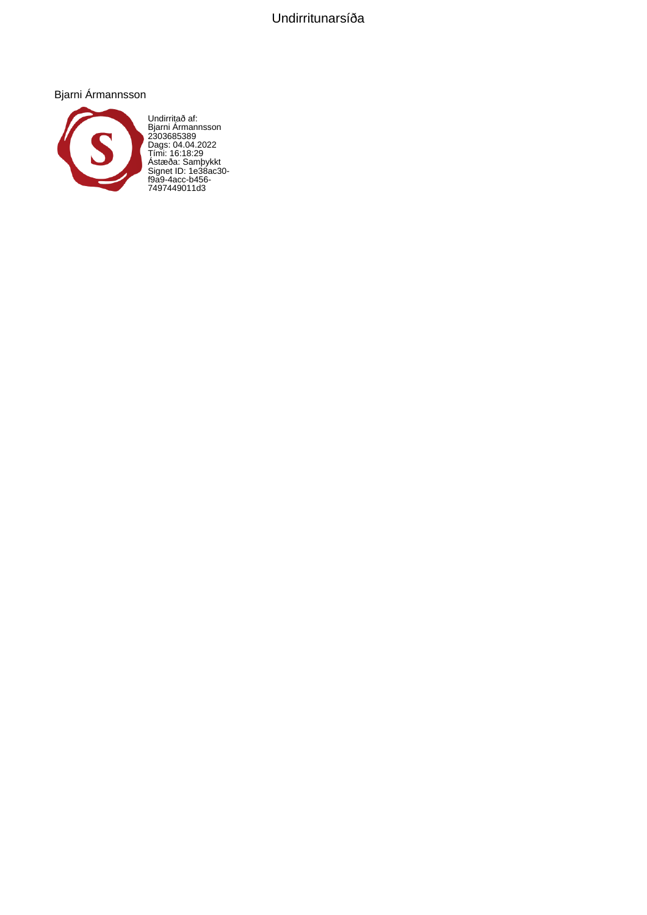# Undirritunarsíða

Bjarni Ármannsson

Undirritað af:
Bjarni Ármannsson
2303685389
Dags: 04.04.2022
Tími: 16:18:29
Ástæða: Samþykkt
Signet ID: 1e38ac30-f9a9-4acc-b456-7497449011d3